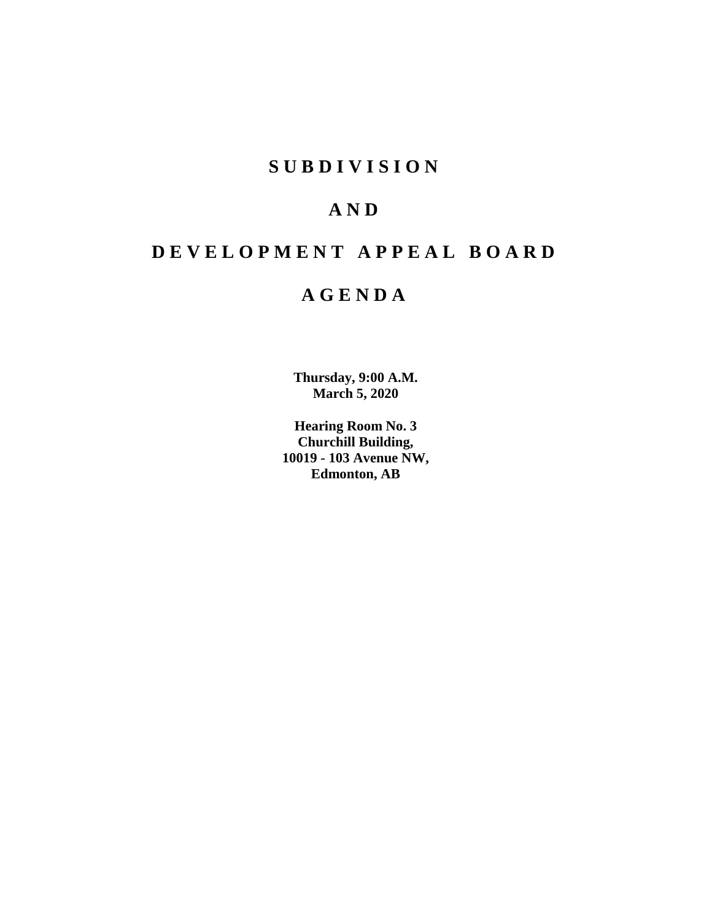# S U B D I V I S I O N

# A N D

# D E V E L O P M E N T   A P P E A L   B O A R D

# A G E N D A

**Thursday, 9:00 A.M.**
**March 5, 2020**

**Hearing Room No. 3**
**Churchill Building,**
**10019 - 103 Avenue NW,**
**Edmonton, AB**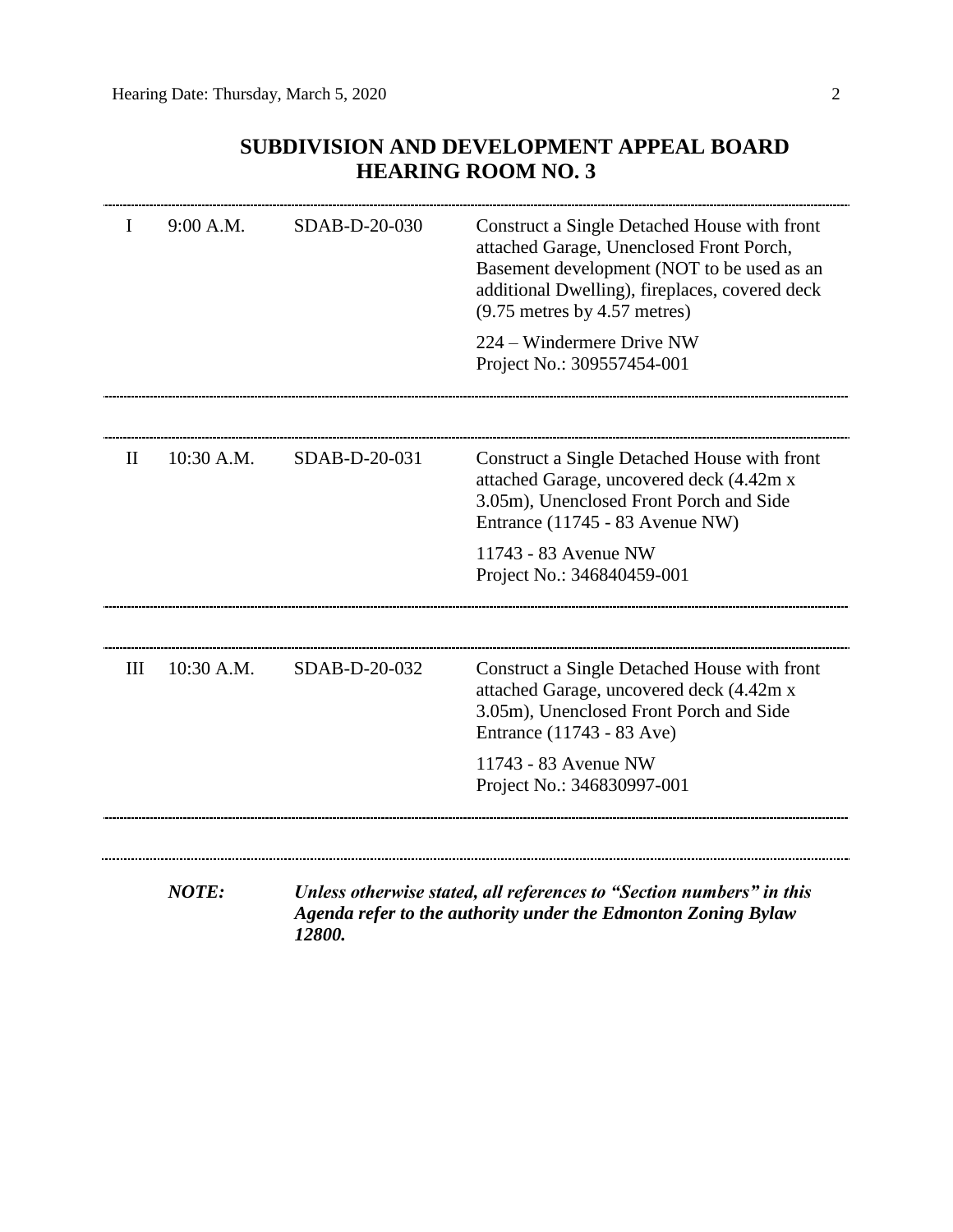## SUBDIVISION AND DEVELOPMENT APPEAL BOARD
## HEARING ROOM NO. 3

| | | | |
|---|---|---|---|
| I | 9:00 A.M. | SDAB-D-20-030 | Construct a Single Detached House with front attached Garage, Unenclosed Front Porch, Basement development (NOT to be used as an additional Dwelling), fireplaces, covered deck (9.75 metres by 4.57 metres)<br><br>224 – Windermere Drive NW<br>Project No.: 309557454-001 |
| II | 10:30 A.M. | SDAB-D-20-031 | Construct a Single Detached House with front attached Garage, uncovered deck (4.42m x 3.05m), Unenclosed Front Porch and Side Entrance (11745 - 83 Avenue NW)<br><br>11743 - 83 Avenue NW<br>Project No.: 346840459-001 |
| III | 10:30 A.M. | SDAB-D-20-032 | Construct a Single Detached House with front attached Garage, uncovered deck (4.42m x 3.05m), Unenclosed Front Porch and Side Entrance (11743 - 83 Ave)<br><br>11743 - 83 Avenue NW<br>Project No.: 346830997-001 |

***NOTE:*** ***Unless otherwise stated, all references to "Section numbers" in this Agenda refer to the authority under the Edmonton Zoning Bylaw 12800.***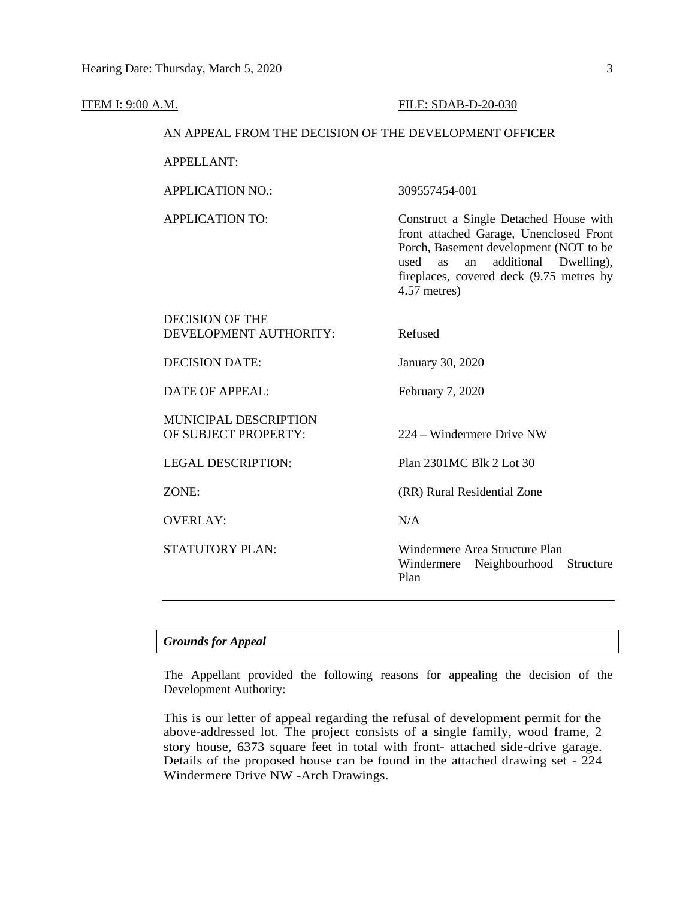ITEM I: 9:00 A.M. FILE: SDAB-D-20-030

AN APPEAL FROM THE DECISION OF THE DEVELOPMENT OFFICER

| | |
|---|---|
| APPELLANT: | |
| APPLICATION NO.: | 309557454-001 |
| APPLICATION TO: | Construct a Single Detached House with front attached Garage, Unenclosed Front Porch, Basement development (NOT to be used as an additional Dwelling), fireplaces, covered deck (9.75 metres by 4.57 metres) |
| DECISION OF THE DEVELOPMENT AUTHORITY: | Refused |
| DECISION DATE: | January 30, 2020 |
| DATE OF APPEAL: | February 7, 2020 |
| MUNICIPAL DESCRIPTION OF SUBJECT PROPERTY: | 224 – Windermere Drive NW |
| LEGAL DESCRIPTION: | Plan 2301MC Blk 2 Lot 30 |
| ZONE: | (RR) Rural Residential Zone |
| OVERLAY: | N/A |
| STATUTORY PLAN: | Windermere Area Structure Plan<br>Windermere Neighbourhood Structure Plan |

---

***Grounds for Appeal***

The Appellant provided the following reasons for appealing the decision of the Development Authority:

This is our letter of appeal regarding the refusal of development permit for the above-addressed lot. The project consists of a single family, wood frame, 2 story house, 6373 square feet in total with front- attached side-drive garage. Details of the proposed house can be found in the attached drawing set - 224 Windermere Drive NW -Arch Drawings.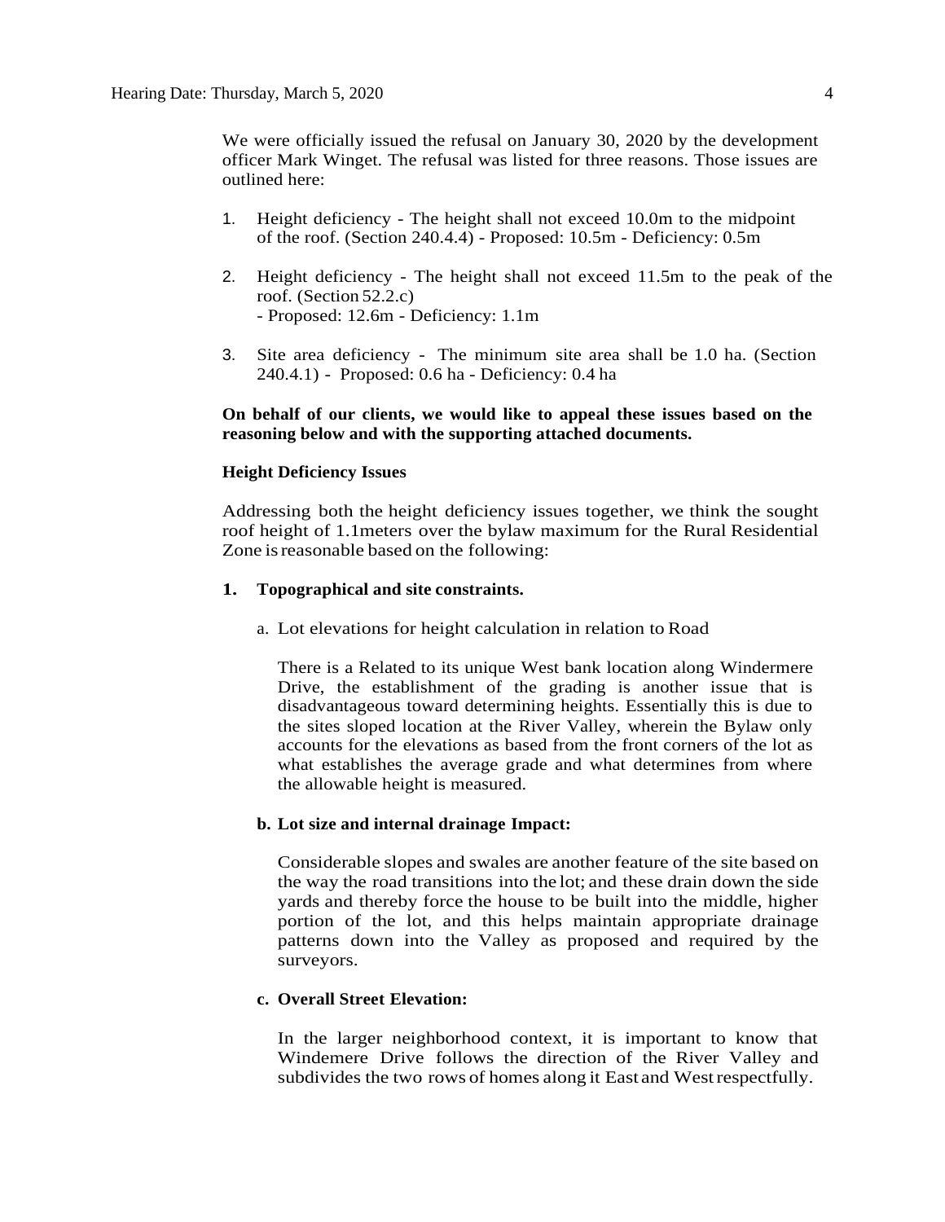We were officially issued the refusal on January 30, 2020 by the development officer Mark Winget. The refusal was listed for three reasons. Those issues are outlined here:

1. Height deficiency - The height shall not exceed 10.0m to the midpoint of the roof. (Section 240.4.4) - Proposed: 10.5m - Deficiency: 0.5m
2. Height deficiency - The height shall not exceed 11.5m to the peak of the roof. (Section 52.2.c)
   - Proposed: 12.6m - Deficiency: 1.1m
3. Site area deficiency - The minimum site area shall be 1.0 ha. (Section 240.4.1) - Proposed: 0.6 ha - Deficiency: 0.4 ha

**On behalf of our clients, we would like to appeal these issues based on the reasoning below and with the supporting attached documents.**

**Height Deficiency Issues**

Addressing both the height deficiency issues together, we think the sought roof height of 1.1meters over the bylaw maximum for the Rural Residential Zone is reasonable based on the following:

**1. Topographical and site constraints.**

a. Lot elevations for height calculation in relation to Road

   There is a Related to its unique West bank location along Windermere Drive, the establishment of the grading is another issue that is disadvantageous toward determining heights. Essentially this is due to the sites sloped location at the River Valley, wherein the Bylaw only accounts for the elevations as based from the front corners of the lot as what establishes the average grade and what determines from where the allowable height is measured.

**b. Lot size and internal drainage Impact:**

   Considerable slopes and swales are another feature of the site based on the way the road transitions into the lot; and these drain down the side yards and thereby force the house to be built into the middle, higher portion of the lot, and this helps maintain appropriate drainage patterns down into the Valley as proposed and required by the surveyors.

**c. Overall Street Elevation:**

   In the larger neighborhood context, it is important to know that Windemere Drive follows the direction of the River Valley and subdivides the two rows of homes along it East and West respectfully.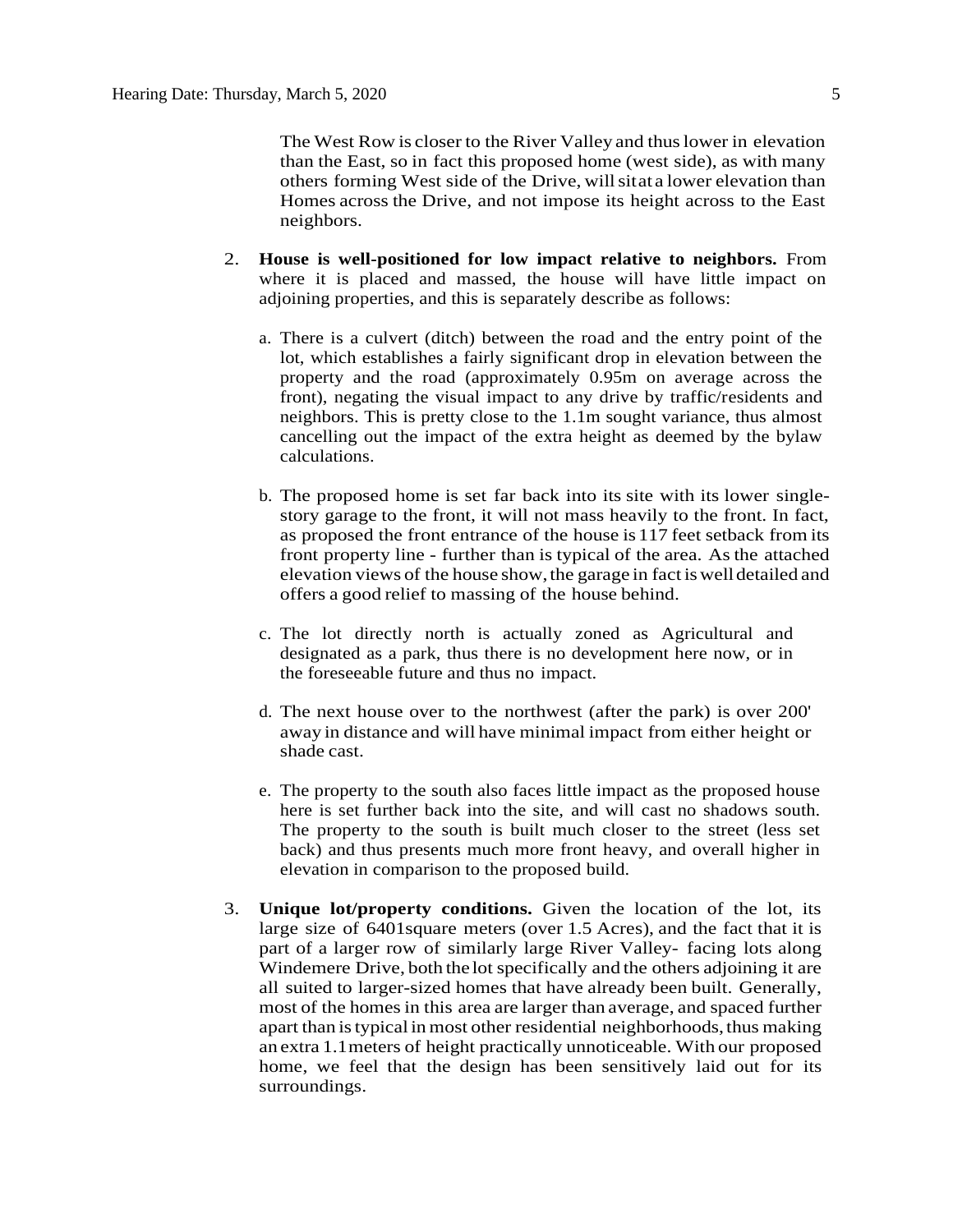The West Row is closer to the River Valley and thus lower in elevation than the East, so in fact this proposed home (west side), as with many others forming West side of the Drive, will sit at a lower elevation than Homes across the Drive, and not impose its height across to the East neighbors.

2. **House is well-positioned for low impact relative to neighbors.** From where it is placed and massed, the house will have little impact on adjoining properties, and this is separately describe as follows:

   a. There is a culvert (ditch) between the road and the entry point of the lot, which establishes a fairly significant drop in elevation between the property and the road (approximately 0.95m on average across the front), negating the visual impact to any drive by traffic/residents and neighbors. This is pretty close to the 1.1m sought variance, thus almost cancelling out the impact of the extra height as deemed by the bylaw calculations.

   b. The proposed home is set far back into its site with its lower single-story garage to the front, it will not mass heavily to the front. In fact, as proposed the front entrance of the house is 117 feet setback from its front property line - further than is typical of the area. As the attached elevation views of the house show, the garage in fact is well detailed and offers a good relief to massing of the house behind.

   c. The lot directly north is actually zoned as Agricultural and designated as a park, thus there is no development here now, or in the foreseeable future and thus no impact.

   d. The next house over to the northwest (after the park) is over 200' away in distance and will have minimal impact from either height or shade cast.

   e. The property to the south also faces little impact as the proposed house here is set further back into the site, and will cast no shadows south. The property to the south is built much closer to the street (less set back) and thus presents much more front heavy, and overall higher in elevation in comparison to the proposed build.

3. **Unique lot/property conditions.** Given the location of the lot, its large size of 6401square meters (over 1.5 Acres), and the fact that it is part of a larger row of similarly large River Valley- facing lots along Windemere Drive, both the lot specifically and the others adjoining it are all suited to larger-sized homes that have already been built. Generally, most of the homes in this area are larger than average, and spaced further apart than is typical in most other residential neighborhoods, thus making an extra 1.1meters of height practically unnoticeable. With our proposed home, we feel that the design has been sensitively laid out for its surroundings.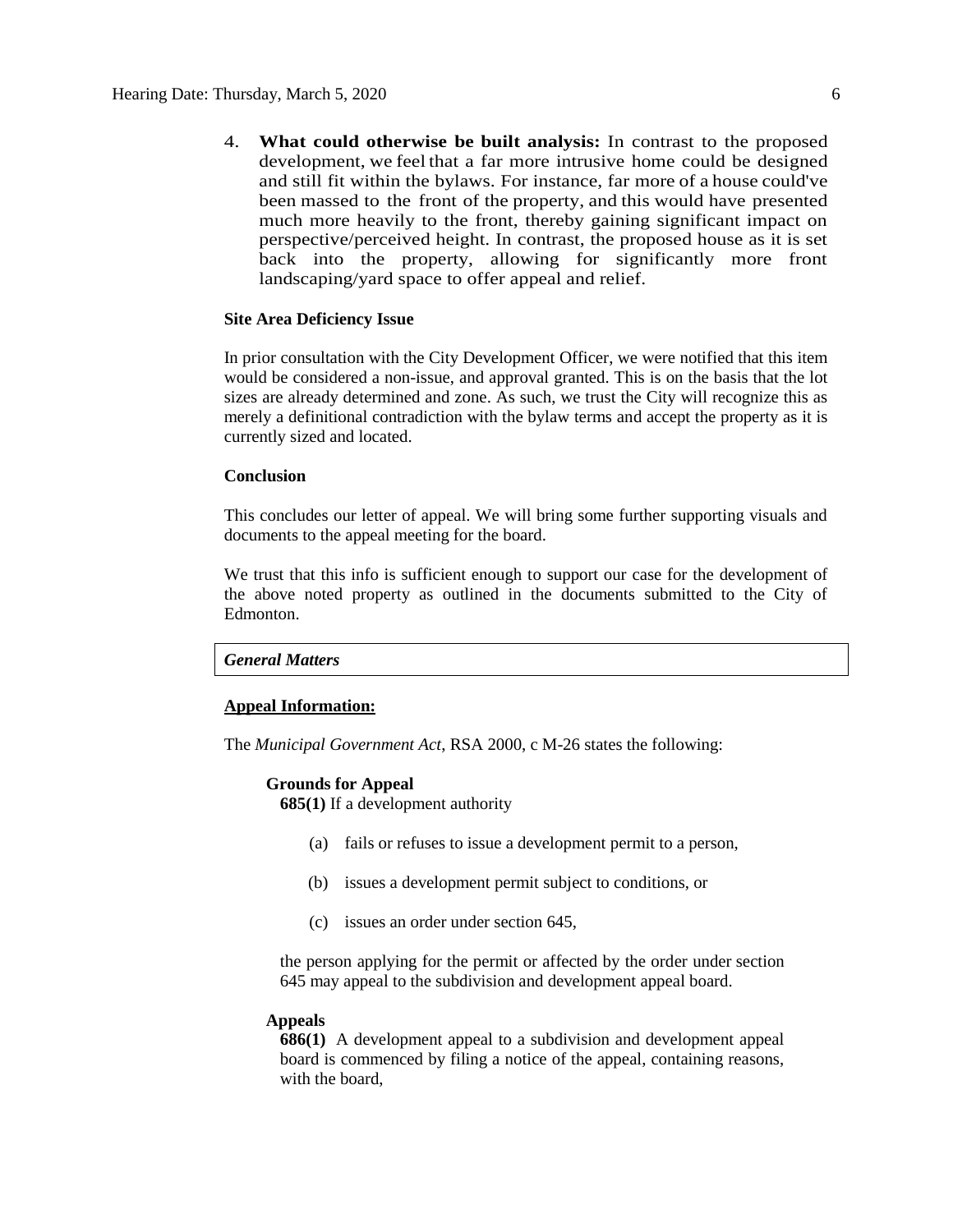4. **What could otherwise be built analysis:** In contrast to the proposed development, we feel that a far more intrusive home could be designed and still fit within the bylaws. For instance, far more of a house could've been massed to the front of the property, and this would have presented much more heavily to the front, thereby gaining significant impact on perspective/perceived height. In contrast, the proposed house as it is set back into the property, allowing for significantly more front landscaping/yard space to offer appeal and relief.

**Site Area Deficiency Issue**

In prior consultation with the City Development Officer, we were notified that this item would be considered a non-issue, and approval granted. This is on the basis that the lot sizes are already determined and zone. As such, we trust the City will recognize this as merely a definitional contradiction with the bylaw terms and accept the property as it is currently sized and located.

**Conclusion**

This concludes our letter of appeal. We will bring some further supporting visuals and documents to the appeal meeting for the board.

We trust that this info is sufficient enough to support our case for the development of the above noted property as outlined in the documents submitted to the City of Edmonton.

***General Matters***

**Appeal Information:**

The *Municipal Government Act*, RSA 2000, c M-26 states the following:

**Grounds for Appeal**

**685(1)** If a development authority

(a) fails or refuses to issue a development permit to a person,

(b) issues a development permit subject to conditions, or

(c) issues an order under section 645,

the person applying for the permit or affected by the order under section 645 may appeal to the subdivision and development appeal board.

**Appeals**

**686(1)** A development appeal to a subdivision and development appeal board is commenced by filing a notice of the appeal, containing reasons, with the board,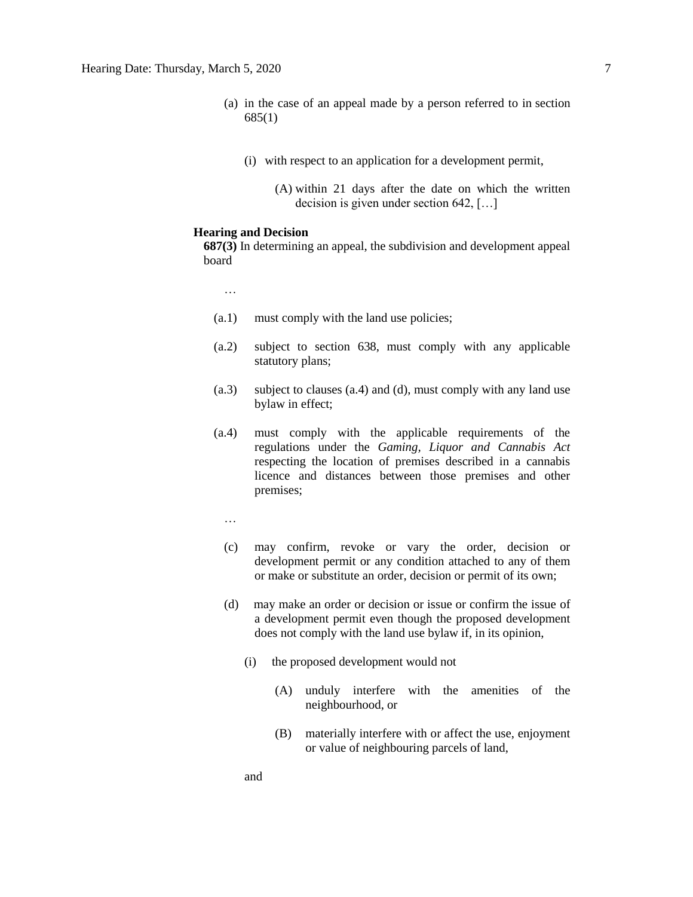(a) in the case of an appeal made by a person referred to in section 685(1)

(i) with respect to an application for a development permit,

(A) within 21 days after the date on which the written decision is given under section 642, […]

**Hearing and Decision**

**687(3)** In determining an appeal, the subdivision and development appeal board

…

(a.1) must comply with the land use policies;

(a.2) subject to section 638, must comply with any applicable statutory plans;

(a.3) subject to clauses (a.4) and (d), must comply with any land use bylaw in effect;

(a.4) must comply with the applicable requirements of the regulations under the *Gaming, Liquor and Cannabis Act* respecting the location of premises described in a cannabis licence and distances between those premises and other premises;

…

(c) may confirm, revoke or vary the order, decision or development permit or any condition attached to any of them or make or substitute an order, decision or permit of its own;

(d) may make an order or decision or issue or confirm the issue of a development permit even though the proposed development does not comply with the land use bylaw if, in its opinion,

(i) the proposed development would not

(A) unduly interfere with the amenities of the neighbourhood, or

(B) materially interfere with or affect the use, enjoyment or value of neighbouring parcels of land,

and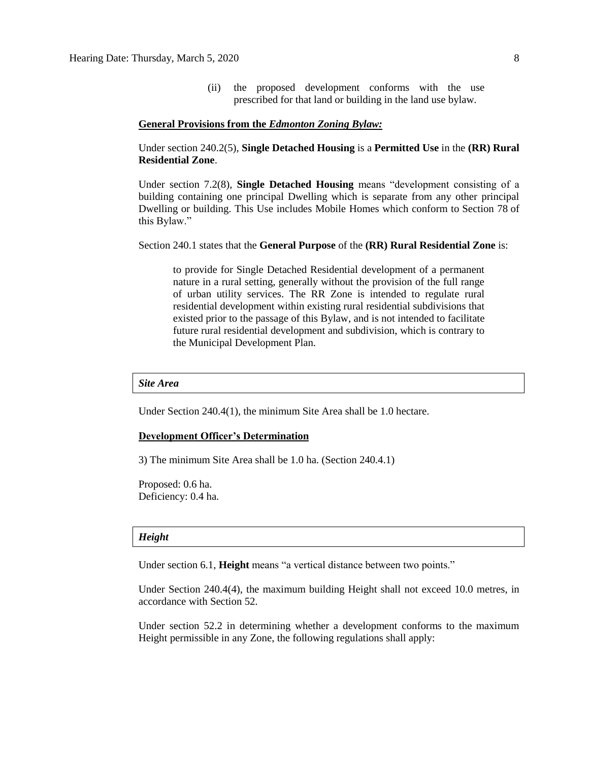(ii) the proposed development conforms with the use prescribed for that land or building in the land use bylaw.

**General Provisions from the *Edmonton Zoning Bylaw:***

Under section 240.2(5), **Single Detached Housing** is a **Permitted Use** in the **(RR) Rural Residential Zone**.

Under section 7.2(8), **Single Detached Housing** means "development consisting of a building containing one principal Dwelling which is separate from any other principal Dwelling or building. This Use includes Mobile Homes which conform to Section 78 of this Bylaw."

Section 240.1 states that the **General Purpose** of the **(RR) Rural Residential Zone** is:

> to provide for Single Detached Residential development of a permanent nature in a rural setting, generally without the provision of the full range of urban utility services. The RR Zone is intended to regulate rural residential development within existing rural residential subdivisions that existed prior to the passage of this Bylaw, and is not intended to facilitate future rural residential development and subdivision, which is contrary to the Municipal Development Plan.

***Site Area***

Under Section 240.4(1), the minimum Site Area shall be 1.0 hectare.

**Development Officer's Determination**

3) The minimum Site Area shall be 1.0 ha. (Section 240.4.1)

Proposed: 0.6 ha.
Deficiency: 0.4 ha.

***Height***

Under section 6.1, **Height** means "a vertical distance between two points."

Under Section 240.4(4), the maximum building Height shall not exceed 10.0 metres, in accordance with Section 52.

Under section 52.2 in determining whether a development conforms to the maximum Height permissible in any Zone, the following regulations shall apply: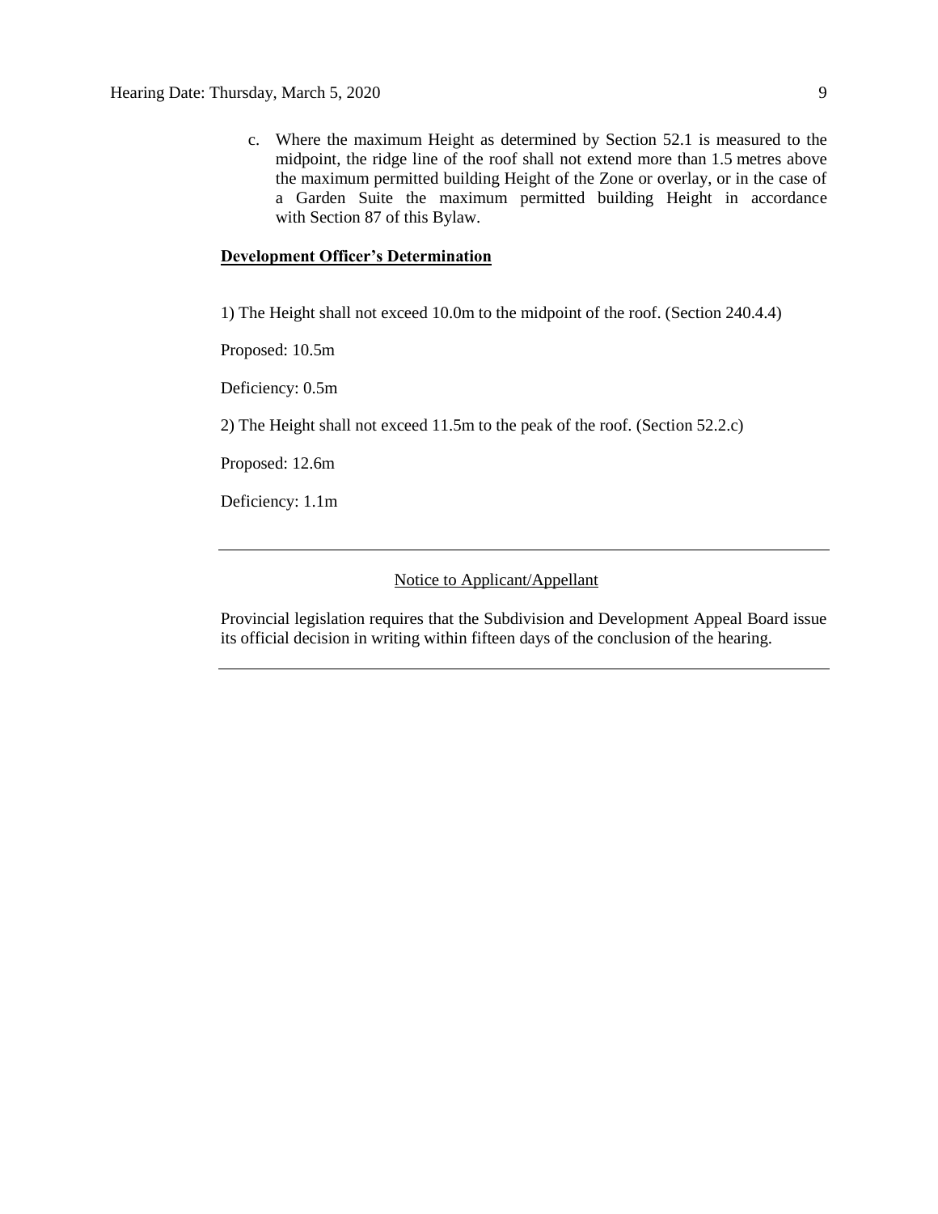c. Where the maximum Height as determined by Section 52.1 is measured to the midpoint, the ridge line of the roof shall not extend more than 1.5 metres above the maximum permitted building Height of the Zone or overlay, or in the case of a Garden Suite the maximum permitted building Height in accordance with Section 87 of this Bylaw.

**Development Officer's Determination**

1) The Height shall not exceed 10.0m to the midpoint of the roof. (Section 240.4.4)

Proposed: 10.5m

Deficiency: 0.5m

2) The Height shall not exceed 11.5m to the peak of the roof. (Section 52.2.c)

Proposed: 12.6m

Deficiency: 1.1m

---

Notice to Applicant/Appellant

Provincial legislation requires that the Subdivision and Development Appeal Board issue its official decision in writing within fifteen days of the conclusion of the hearing.

---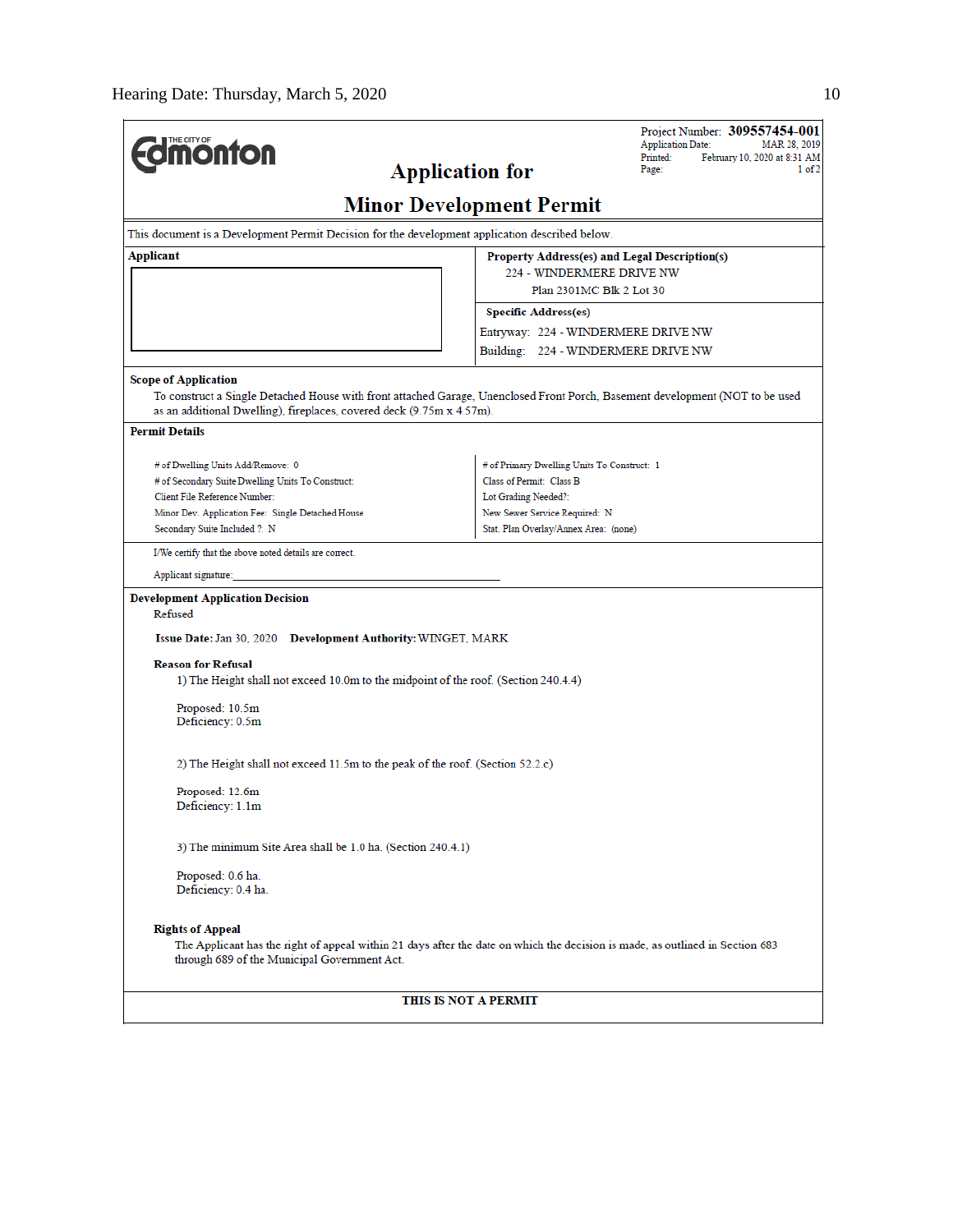Hearing Date: Thursday, March 5, 2020

**THE CITY OF Edmonton**

Project Number: **309557454-001**
Application Date: MAR 28, 2019
Printed: February 10, 2020 at 8:31 AM
Page: 1 of 2

# Application for Minor Development Permit

This document is a Development Permit Decision for the development application described below.

| Applicant | Property Address(es) and Legal Description(s) |
|---|---|
| | 224 - WINDERMERE DRIVE NW<br>Plan 2301MC Blk 2 Lot 30 |
| | **Specific Address(es)**<br>Entryway: 224 - WINDERMERE DRIVE NW<br>Building: 224 - WINDERMERE DRIVE NW |

**Scope of Application**

To construct a Single Detached House with front attached Garage, Unenclosed Front Porch, Basement development (NOT to be used as an additional Dwelling), fireplaces, covered deck (9.75m x 4.57m).

**Permit Details**

| | |
|---|---|
| # of Dwelling Units Add/Remove: 0 | # of Primary Dwelling Units To Construct: 1 |
| # of Secondary Suite Dwelling Units To Construct: | Class of Permit: Class B |
| Client File Reference Number: | Lot Grading Needed?: |
| Minor Dev. Application Fee: Single Detached House | New Sewer Service Required: N |
| Secondary Suite Included ?: N | Stat. Plan Overlay/Annex Area: (none) |

I/We certify that the above noted details are correct.

Applicant signature:_______________________________

**Development Application Decision**

Refused

**Issue Date:** Jan 30, 2020 **Development Authority:** WINGET, MARK

**Reason for Refusal**

1) The Height shall not exceed 10.0m to the midpoint of the roof. (Section 240.4.4)

Proposed: 10.5m
Deficiency: 0.5m

2) The Height shall not exceed 11.5m to the peak of the roof. (Section 52.2.c)

Proposed: 12.6m
Deficiency: 1.1m

3) The minimum Site Area shall be 1.0 ha. (Section 240.4.1)

Proposed: 0.6 ha.
Deficiency: 0.4 ha.

**Rights of Appeal**

The Applicant has the right of appeal within 21 days after the date on which the decision is made, as outlined in Section 683 through 689 of the Municipal Government Act.

**THIS IS NOT A PERMIT**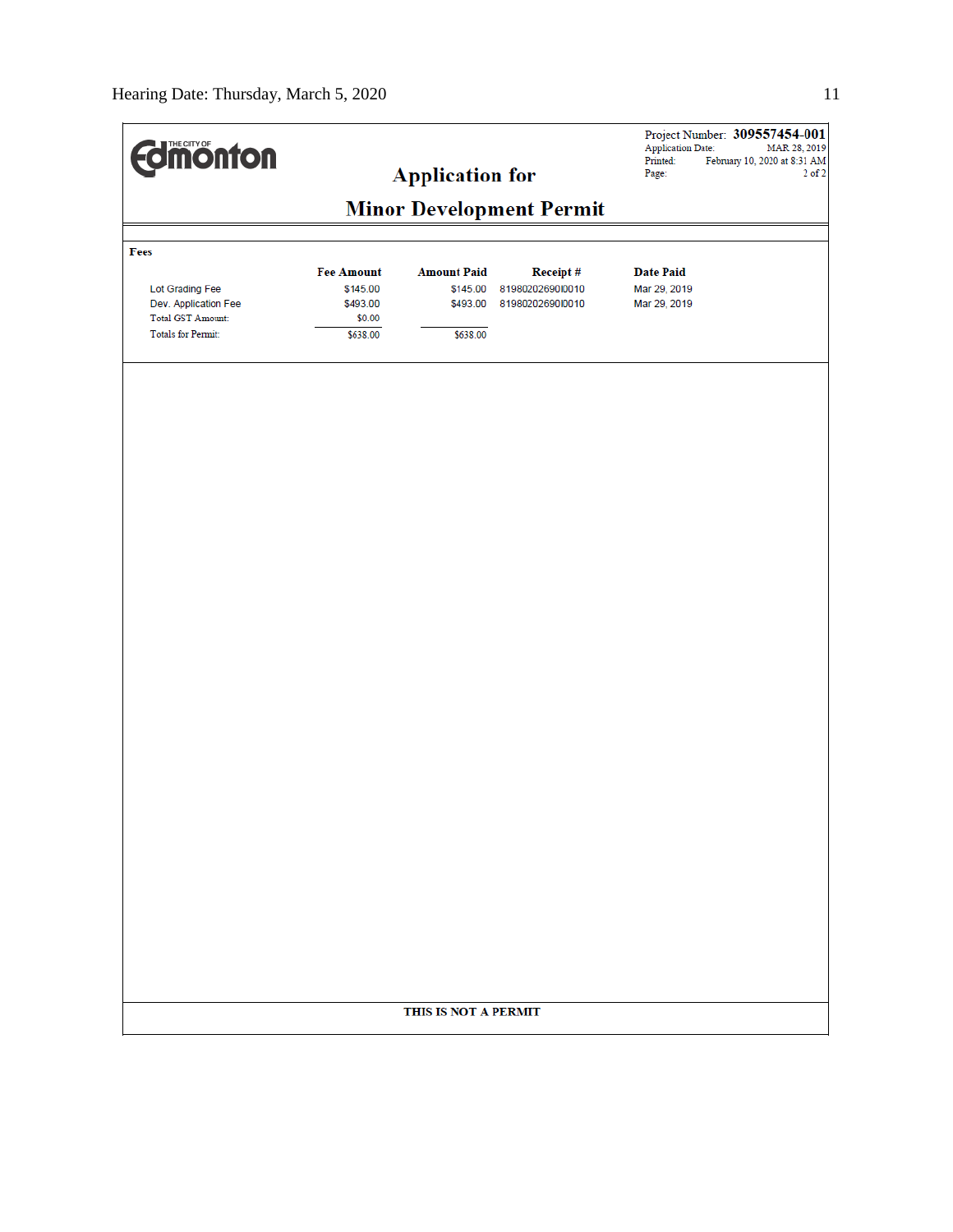THE CITY OF Edmonton

# Application for

# Minor Development Permit

Project Number: **309557454-001**
Application Date: MAR 28, 2019
Printed: February 10, 2020 at 8:31 AM
Page: 2 of 2

**Fees**

| | Fee Amount | Amount Paid | Receipt # | Date Paid |
|---|---|---|---|---|
| Lot Grading Fee | $145.00 | $145.00 | 81980202690I0010 | Mar 29, 2019 |
| Dev. Application Fee | $493.00 | $493.00 | 81980202690I0010 | Mar 29, 2019 |
| Total GST Amount: | $0.00 | | | |
| Totals for Permit: | $638.00 | $638.00 | | |

**THIS IS NOT A PERMIT**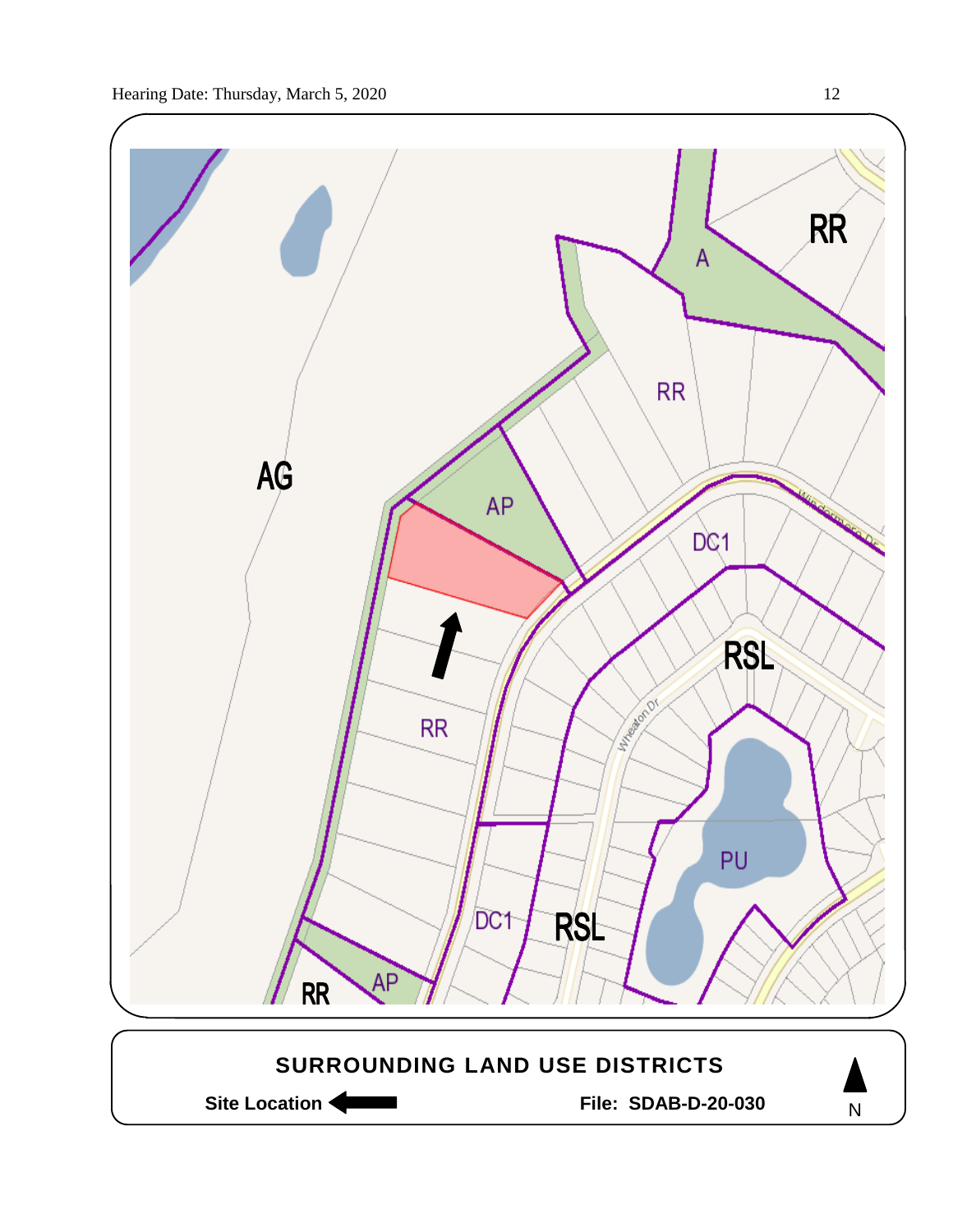AG

AP

RR

A

RR

DC1

RSL

RR

Wheaton Dr

PU

DC1

RSL

RR

AP

**SURROUNDING LAND USE DISTRICTS**

**Site Location** ⟵

**File: SDAB-D-20-030**

N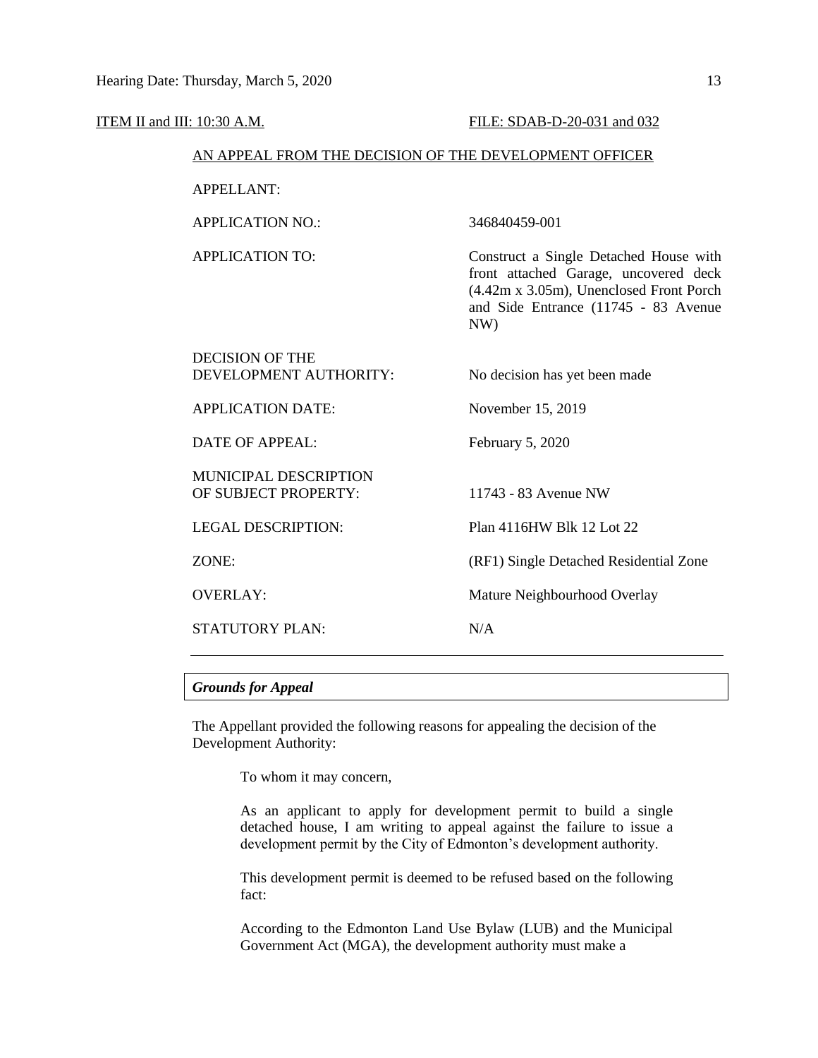ITEM II and III: 10:30 A.M. FILE: SDAB-D-20-031 and 032

AN APPEAL FROM THE DECISION OF THE DEVELOPMENT OFFICER

| | |
|---|---|
| APPELLANT: | |
| APPLICATION NO.: | 346840459-001 |
| APPLICATION TO: | Construct a Single Detached House with front attached Garage, uncovered deck (4.42m x 3.05m), Unenclosed Front Porch and Side Entrance (11745 - 83 Avenue NW) |
| DECISION OF THE DEVELOPMENT AUTHORITY: | No decision has yet been made |
| APPLICATION DATE: | November 15, 2019 |
| DATE OF APPEAL: | February 5, 2020 |
| MUNICIPAL DESCRIPTION OF SUBJECT PROPERTY: | 11743 - 83 Avenue NW |
| LEGAL DESCRIPTION: | Plan 4116HW Blk 12 Lot 22 |
| ZONE: | (RF1) Single Detached Residential Zone |
| OVERLAY: | Mature Neighbourhood Overlay |
| STATUTORY PLAN: | N/A |

---

***Grounds for Appeal***

The Appellant provided the following reasons for appealing the decision of the Development Authority:

> To whom it may concern,
>
> As an applicant to apply for development permit to build a single detached house, I am writing to appeal against the failure to issue a development permit by the City of Edmonton's development authority.
>
> This development permit is deemed to be refused based on the following fact:
>
> According to the Edmonton Land Use Bylaw (LUB) and the Municipal Government Act (MGA), the development authority must make a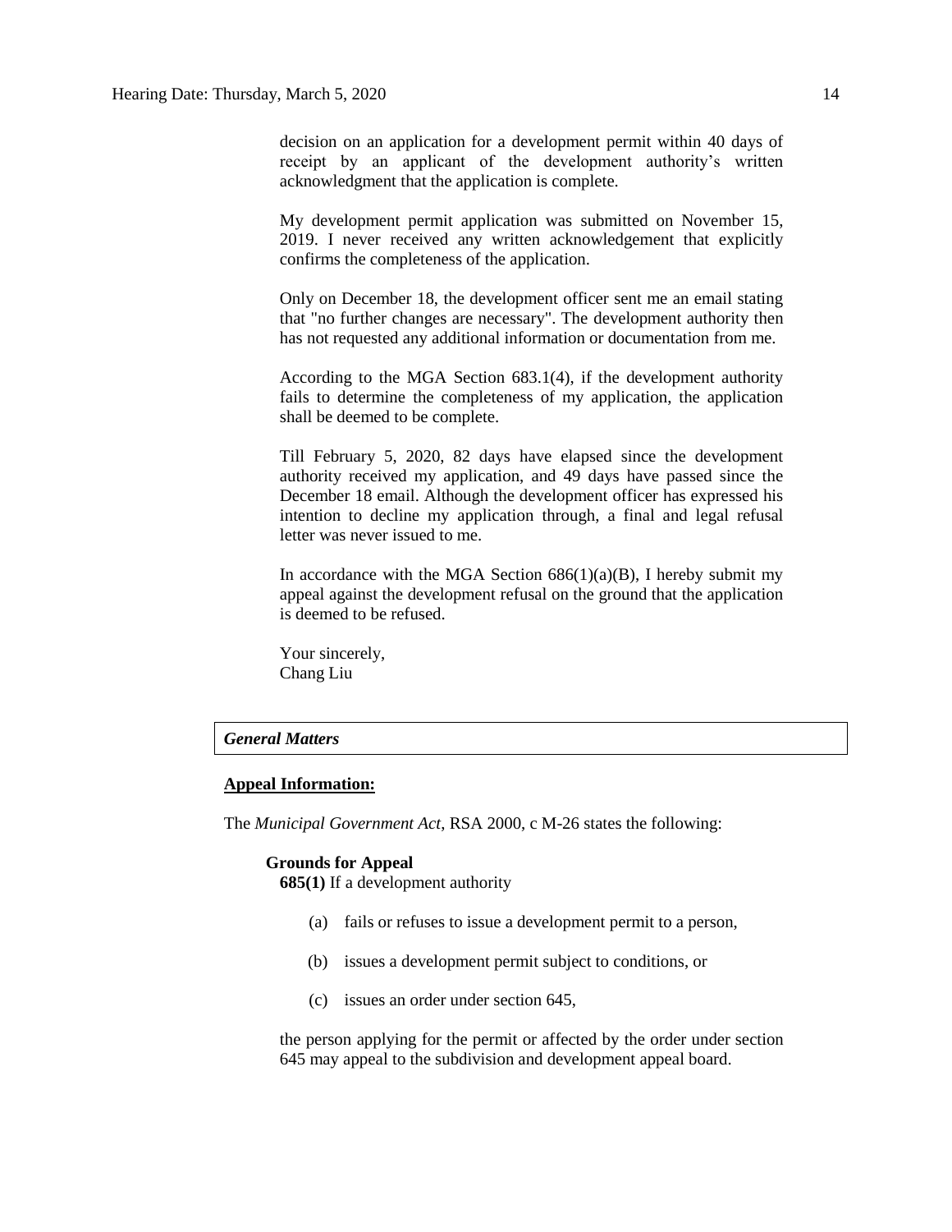decision on an application for a development permit within 40 days of receipt by an applicant of the development authority's written acknowledgment that the application is complete.

My development permit application was submitted on November 15, 2019. I never received any written acknowledgement that explicitly confirms the completeness of the application.

Only on December 18, the development officer sent me an email stating that "no further changes are necessary". The development authority then has not requested any additional information or documentation from me.

According to the MGA Section 683.1(4), if the development authority fails to determine the completeness of my application, the application shall be deemed to be complete.

Till February 5, 2020, 82 days have elapsed since the development authority received my application, and 49 days have passed since the December 18 email. Although the development officer has expressed his intention to decline my application through, a final and legal refusal letter was never issued to me.

In accordance with the MGA Section 686(1)(a)(B), I hereby submit my appeal against the development refusal on the ground that the application is deemed to be refused.

Your sincerely,
Chang Liu

## *General Matters*

**Appeal Information:**

The *Municipal Government Act*, RSA 2000, c M-26 states the following:

**Grounds for Appeal**

**685(1)** If a development authority

(a) fails or refuses to issue a development permit to a person,

(b) issues a development permit subject to conditions, or

(c) issues an order under section 645,

the person applying for the permit or affected by the order under section 645 may appeal to the subdivision and development appeal board.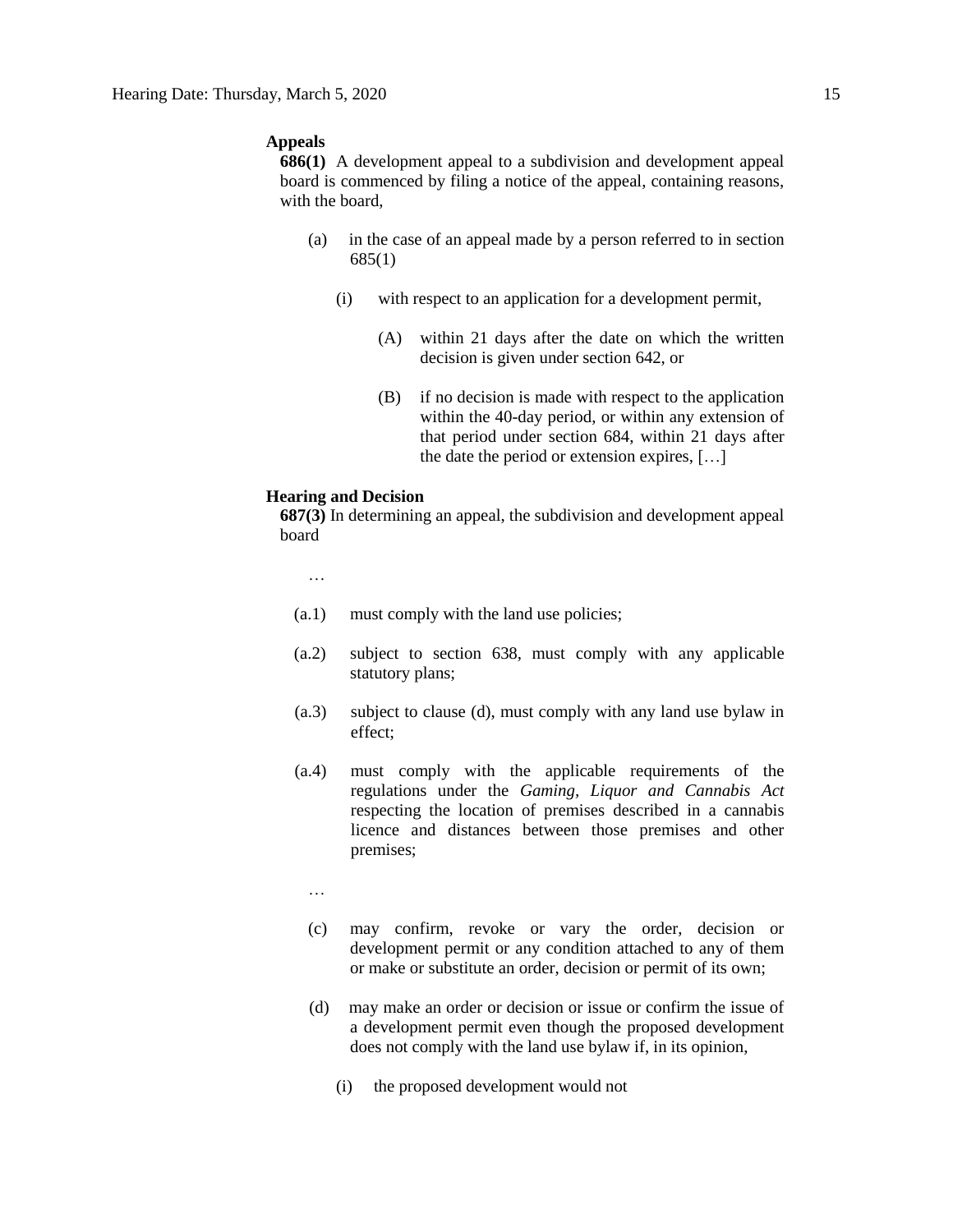**Appeals**

**686(1)** A development appeal to a subdivision and development appeal board is commenced by filing a notice of the appeal, containing reasons, with the board,

- (a) in the case of an appeal made by a person referred to in section 685(1)
  - (i) with respect to an application for a development permit,
    - (A) within 21 days after the date on which the written decision is given under section 642, or
    - (B) if no decision is made with respect to the application within the 40-day period, or within any extension of that period under section 684, within 21 days after the date the period or extension expires, […]

**Hearing and Decision**

**687(3)** In determining an appeal, the subdivision and development appeal board

…

- (a.1) must comply with the land use policies;
- (a.2) subject to section 638, must comply with any applicable statutory plans;
- (a.3) subject to clause (d), must comply with any land use bylaw in effect;
- (a.4) must comply with the applicable requirements of the regulations under the *Gaming, Liquor and Cannabis Act* respecting the location of premises described in a cannabis licence and distances between those premises and other premises;

…

- (c) may confirm, revoke or vary the order, decision or development permit or any condition attached to any of them or make or substitute an order, decision or permit of its own;
- (d) may make an order or decision or issue or confirm the issue of a development permit even though the proposed development does not comply with the land use bylaw if, in its opinion,
  - (i) the proposed development would not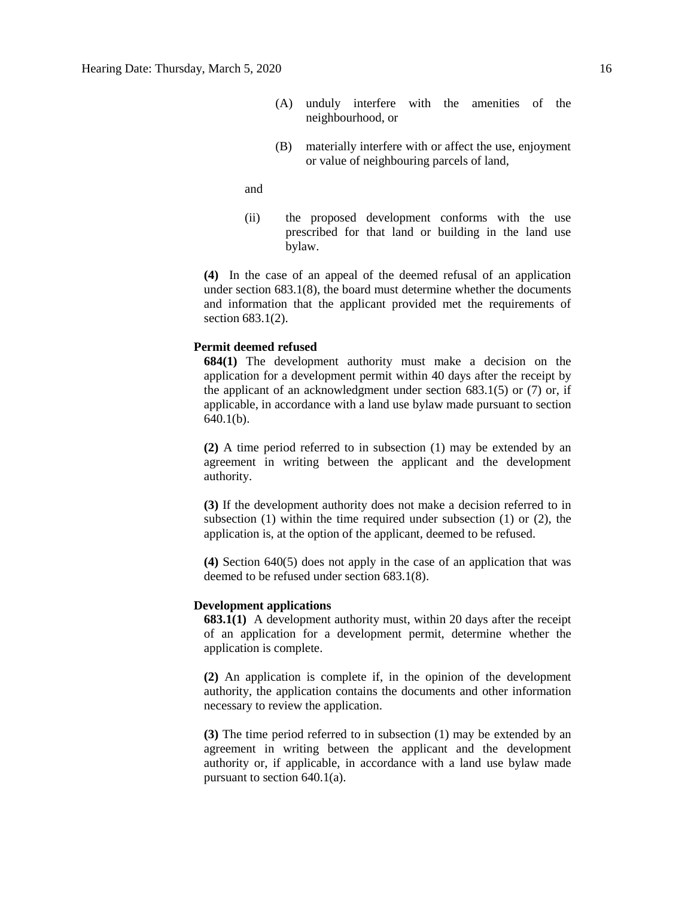(A) unduly interfere with the amenities of the neighbourhood, or

(B) materially interfere with or affect the use, enjoyment or value of neighbouring parcels of land,

and

(ii) the proposed development conforms with the use prescribed for that land or building in the land use bylaw.

**(4)** In the case of an appeal of the deemed refusal of an application under section 683.1(8), the board must determine whether the documents and information that the applicant provided met the requirements of section 683.1(2).

**Permit deemed refused**

**684(1)** The development authority must make a decision on the application for a development permit within 40 days after the receipt by the applicant of an acknowledgment under section 683.1(5) or (7) or, if applicable, in accordance with a land use bylaw made pursuant to section 640.1(b).

**(2)** A time period referred to in subsection (1) may be extended by an agreement in writing between the applicant and the development authority.

**(3)** If the development authority does not make a decision referred to in subsection (1) within the time required under subsection (1) or (2), the application is, at the option of the applicant, deemed to be refused.

**(4)** Section 640(5) does not apply in the case of an application that was deemed to be refused under section 683.1(8).

**Development applications**

**683.1(1)** A development authority must, within 20 days after the receipt of an application for a development permit, determine whether the application is complete.

**(2)** An application is complete if, in the opinion of the development authority, the application contains the documents and other information necessary to review the application.

**(3)** The time period referred to in subsection (1) may be extended by an agreement in writing between the applicant and the development authority or, if applicable, in accordance with a land use bylaw made pursuant to section 640.1(a).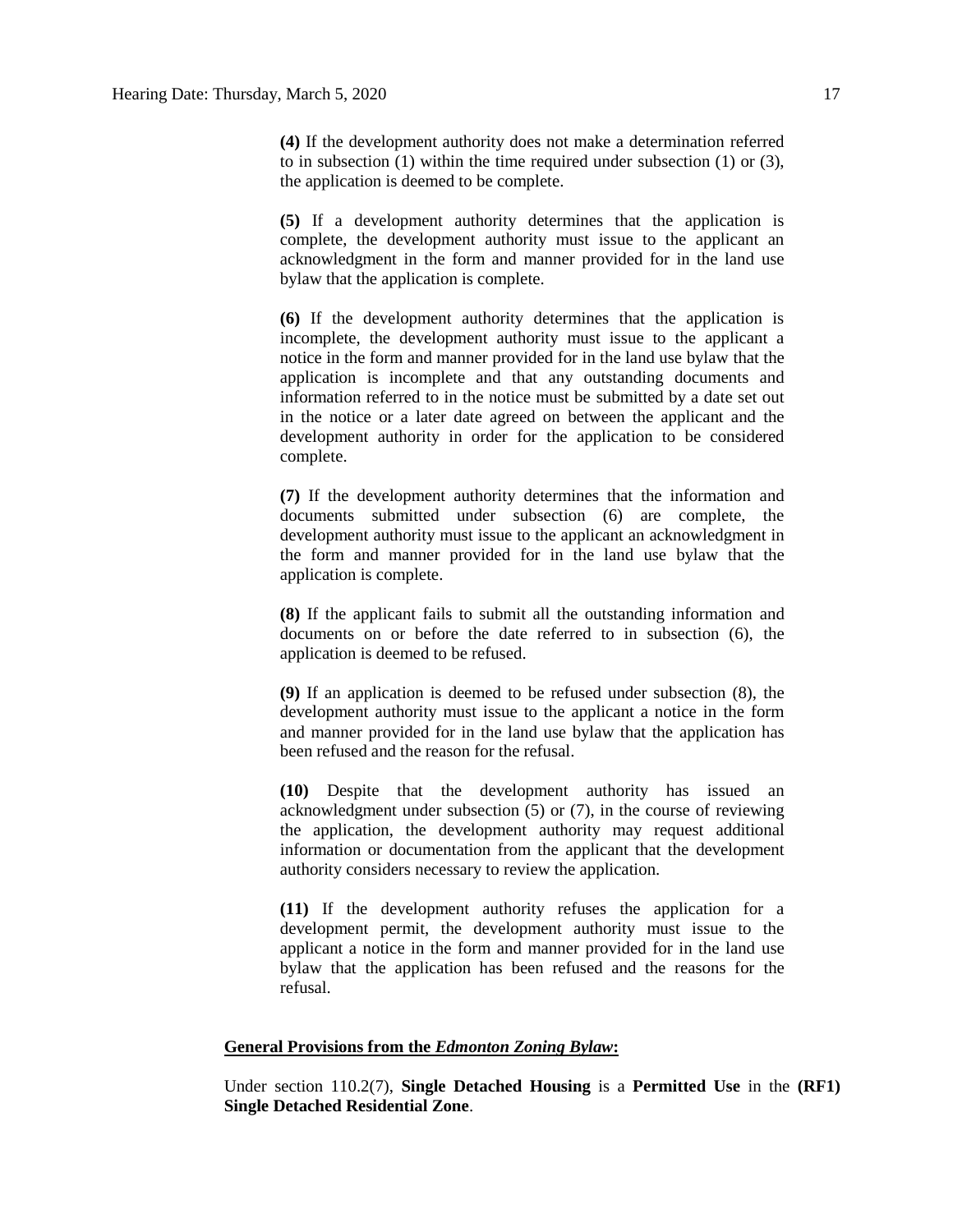**(4)** If the development authority does not make a determination referred to in subsection (1) within the time required under subsection (1) or (3), the application is deemed to be complete.

**(5)** If a development authority determines that the application is complete, the development authority must issue to the applicant an acknowledgment in the form and manner provided for in the land use bylaw that the application is complete.

**(6)** If the development authority determines that the application is incomplete, the development authority must issue to the applicant a notice in the form and manner provided for in the land use bylaw that the application is incomplete and that any outstanding documents and information referred to in the notice must be submitted by a date set out in the notice or a later date agreed on between the applicant and the development authority in order for the application to be considered complete.

**(7)** If the development authority determines that the information and documents submitted under subsection (6) are complete, the development authority must issue to the applicant an acknowledgment in the form and manner provided for in the land use bylaw that the application is complete.

**(8)** If the applicant fails to submit all the outstanding information and documents on or before the date referred to in subsection (6), the application is deemed to be refused.

**(9)** If an application is deemed to be refused under subsection (8), the development authority must issue to the applicant a notice in the form and manner provided for in the land use bylaw that the application has been refused and the reason for the refusal.

**(10)** Despite that the development authority has issued an acknowledgment under subsection (5) or (7), in the course of reviewing the application, the development authority may request additional information or documentation from the applicant that the development authority considers necessary to review the application.

**(11)** If the development authority refuses the application for a development permit, the development authority must issue to the applicant a notice in the form and manner provided for in the land use bylaw that the application has been refused and the reasons for the refusal.

**General Provisions from the *Edmonton Zoning Bylaw*:**

Under section 110.2(7), **Single Detached Housing** is a **Permitted Use** in the **(RF1) Single Detached Residential Zone**.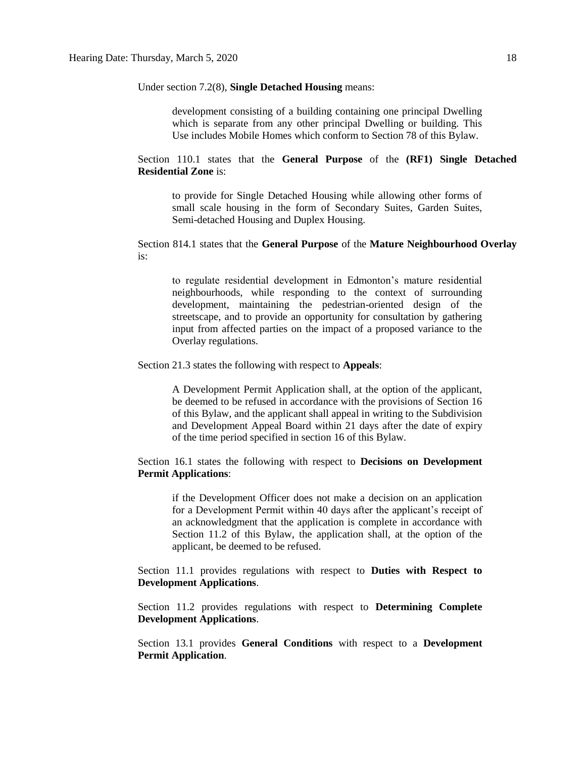Under section 7.2(8), **Single Detached Housing** means:

> development consisting of a building containing one principal Dwelling which is separate from any other principal Dwelling or building. This Use includes Mobile Homes which conform to Section 78 of this Bylaw.

Section 110.1 states that the **General Purpose** of the **(RF1) Single Detached Residential Zone** is:

> to provide for Single Detached Housing while allowing other forms of small scale housing in the form of Secondary Suites, Garden Suites, Semi-detached Housing and Duplex Housing.

Section 814.1 states that the **General Purpose** of the **Mature Neighbourhood Overlay** is:

> to regulate residential development in Edmonton's mature residential neighbourhoods, while responding to the context of surrounding development, maintaining the pedestrian-oriented design of the streetscape, and to provide an opportunity for consultation by gathering input from affected parties on the impact of a proposed variance to the Overlay regulations.

Section 21.3 states the following with respect to **Appeals**:

> A Development Permit Application shall, at the option of the applicant, be deemed to be refused in accordance with the provisions of Section 16 of this Bylaw, and the applicant shall appeal in writing to the Subdivision and Development Appeal Board within 21 days after the date of expiry of the time period specified in section 16 of this Bylaw.

Section 16.1 states the following with respect to **Decisions on Development Permit Applications**:

> if the Development Officer does not make a decision on an application for a Development Permit within 40 days after the applicant's receipt of an acknowledgment that the application is complete in accordance with Section 11.2 of this Bylaw, the application shall, at the option of the applicant, be deemed to be refused.

Section 11.1 provides regulations with respect to **Duties with Respect to Development Applications**.

Section 11.2 provides regulations with respect to **Determining Complete Development Applications**.

Section 13.1 provides **General Conditions** with respect to a **Development Permit Application**.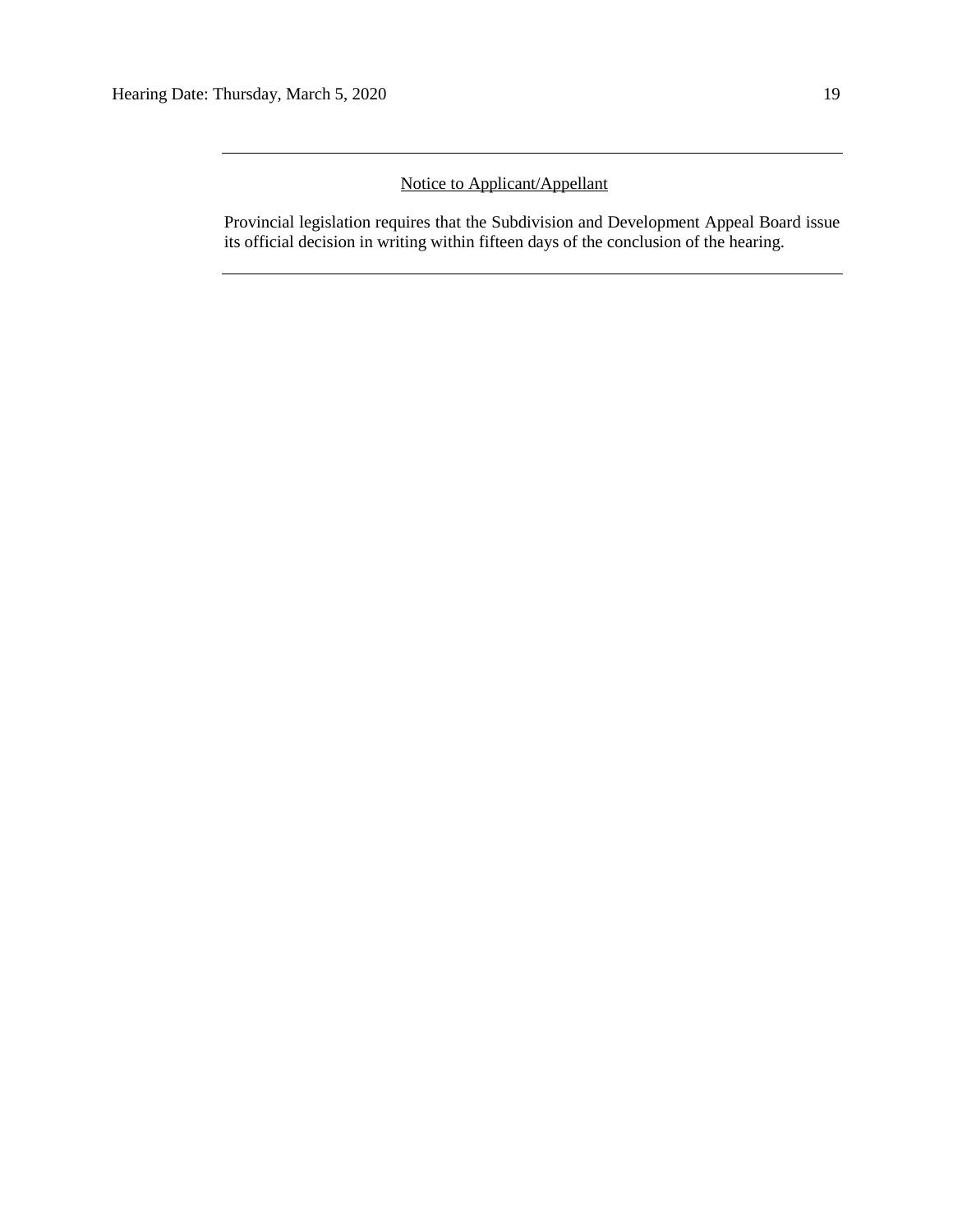---

Notice to Applicant/Appellant

Provincial legislation requires that the Subdivision and Development Appeal Board issue its official decision in writing within fifteen days of the conclusion of the hearing.

---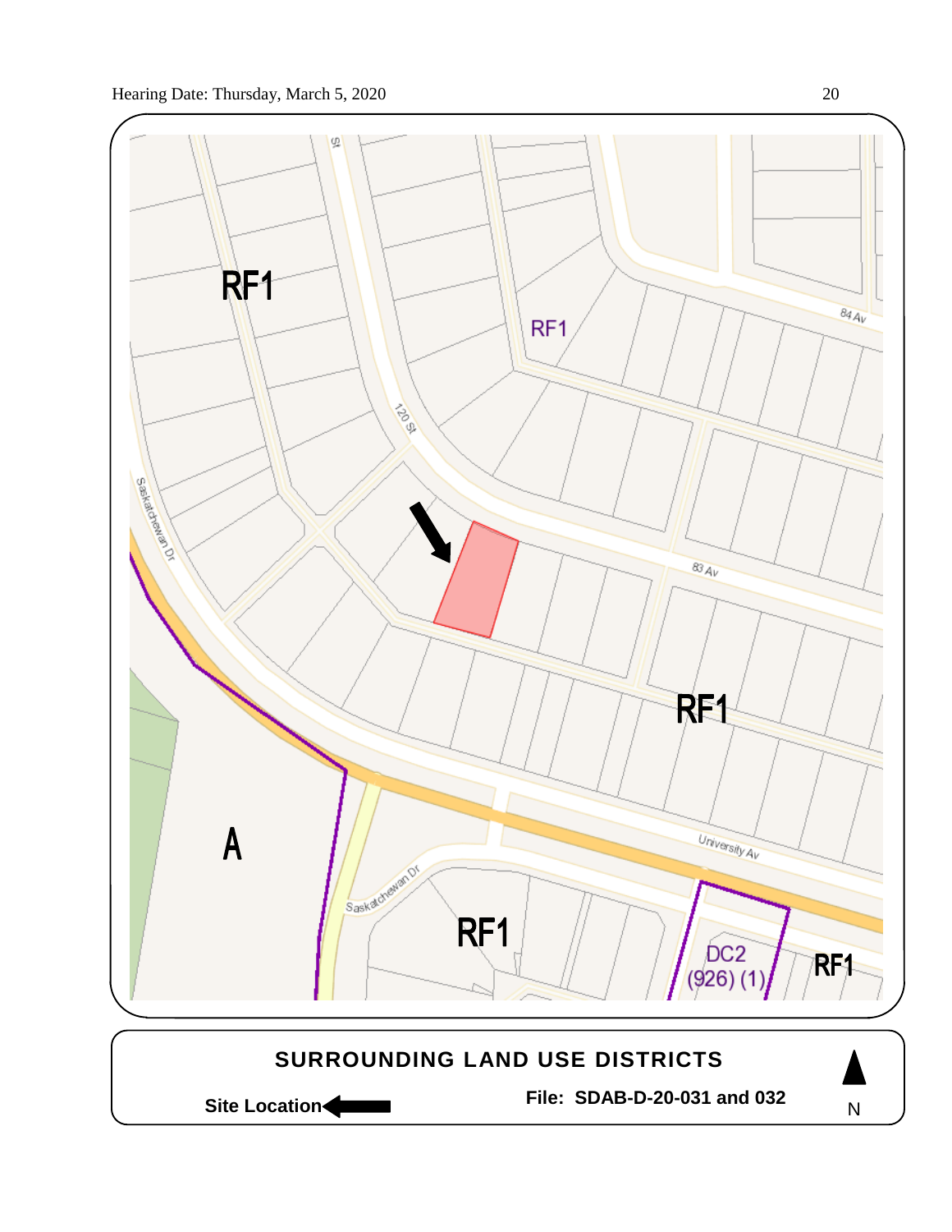RF1

RF1

120 St

Saskatchewan Dr

84 Av

83 Av

RF1

A

University Av

Saskatchewan Dr

RF1

DC2
(926) (1)

RF1

**SURROUNDING LAND USE DISTRICTS**

**Site Location**

**File: SDAB-D-20-031 and 032**

N